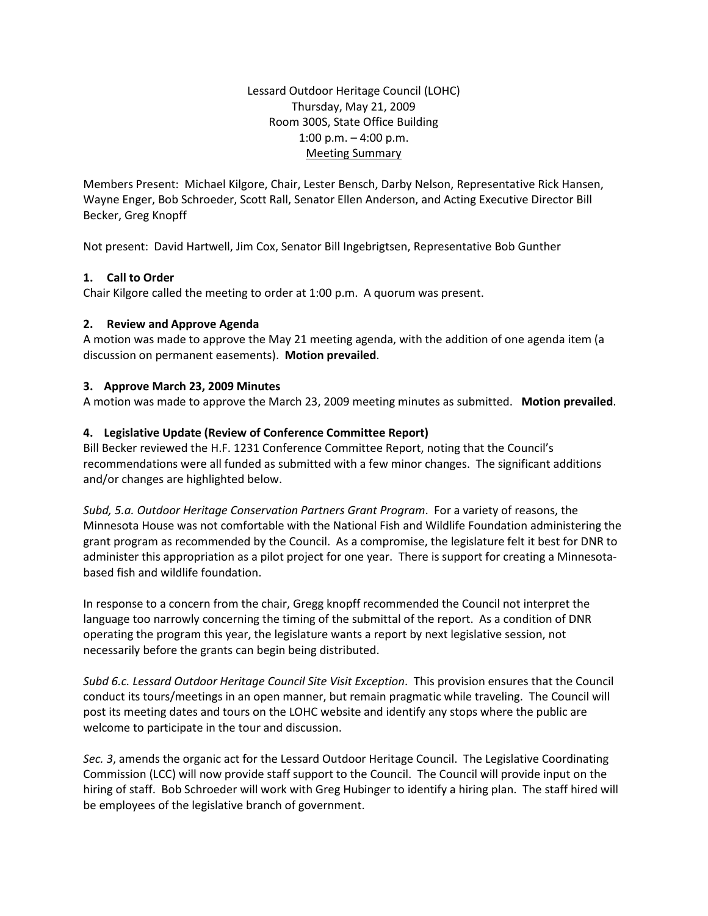Lessard Outdoor Heritage Council (LOHC)
Thursday, May 21, 2009
Room 300S, State Office Building
1:00 p.m. – 4:00 p.m.
Meeting Summary

Members Present: Michael Kilgore, Chair, Lester Bensch, Darby Nelson, Representative Rick Hansen, Wayne Enger, Bob Schroeder, Scott Rall, Senator Ellen Anderson, and Acting Executive Director Bill Becker, Greg Knopff

Not present: David Hartwell, Jim Cox, Senator Bill Ingebrigtsen, Representative Bob Gunther

### 1. Call to Order

Chair Kilgore called the meeting to order at 1:00 p.m. A quorum was present.

### 2. Review and Approve Agenda

A motion was made to approve the May 21 meeting agenda, with the addition of one agenda item (a discussion on permanent easements). **Motion prevailed**.

### 3. Approve March 23, 2009 Minutes

A motion was made to approve the March 23, 2009 meeting minutes as submitted. **Motion prevailed**.

### 4. Legislative Update (Review of Conference Committee Report)

Bill Becker reviewed the H.F. 1231 Conference Committee Report, noting that the Council's recommendations were all funded as submitted with a few minor changes. The significant additions and/or changes are highlighted below.

*Subd, 5.a. Outdoor Heritage Conservation Partners Grant Program*. For a variety of reasons, the Minnesota House was not comfortable with the National Fish and Wildlife Foundation administering the grant program as recommended by the Council. As a compromise, the legislature felt it best for DNR to administer this appropriation as a pilot project for one year. There is support for creating a Minnesota-based fish and wildlife foundation.

In response to a concern from the chair, Gregg knopff recommended the Council not interpret the language too narrowly concerning the timing of the submittal of the report. As a condition of DNR operating the program this year, the legislature wants a report by next legislative session, not necessarily before the grants can begin being distributed.

*Subd 6.c. Lessard Outdoor Heritage Council Site Visit Exception*. This provision ensures that the Council conduct its tours/meetings in an open manner, but remain pragmatic while traveling. The Council will post its meeting dates and tours on the LOHC website and identify any stops where the public are welcome to participate in the tour and discussion.

*Sec. 3*, amends the organic act for the Lessard Outdoor Heritage Council. The Legislative Coordinating Commission (LCC) will now provide staff support to the Council. The Council will provide input on the hiring of staff. Bob Schroeder will work with Greg Hubinger to identify a hiring plan. The staff hired will be employees of the legislative branch of government.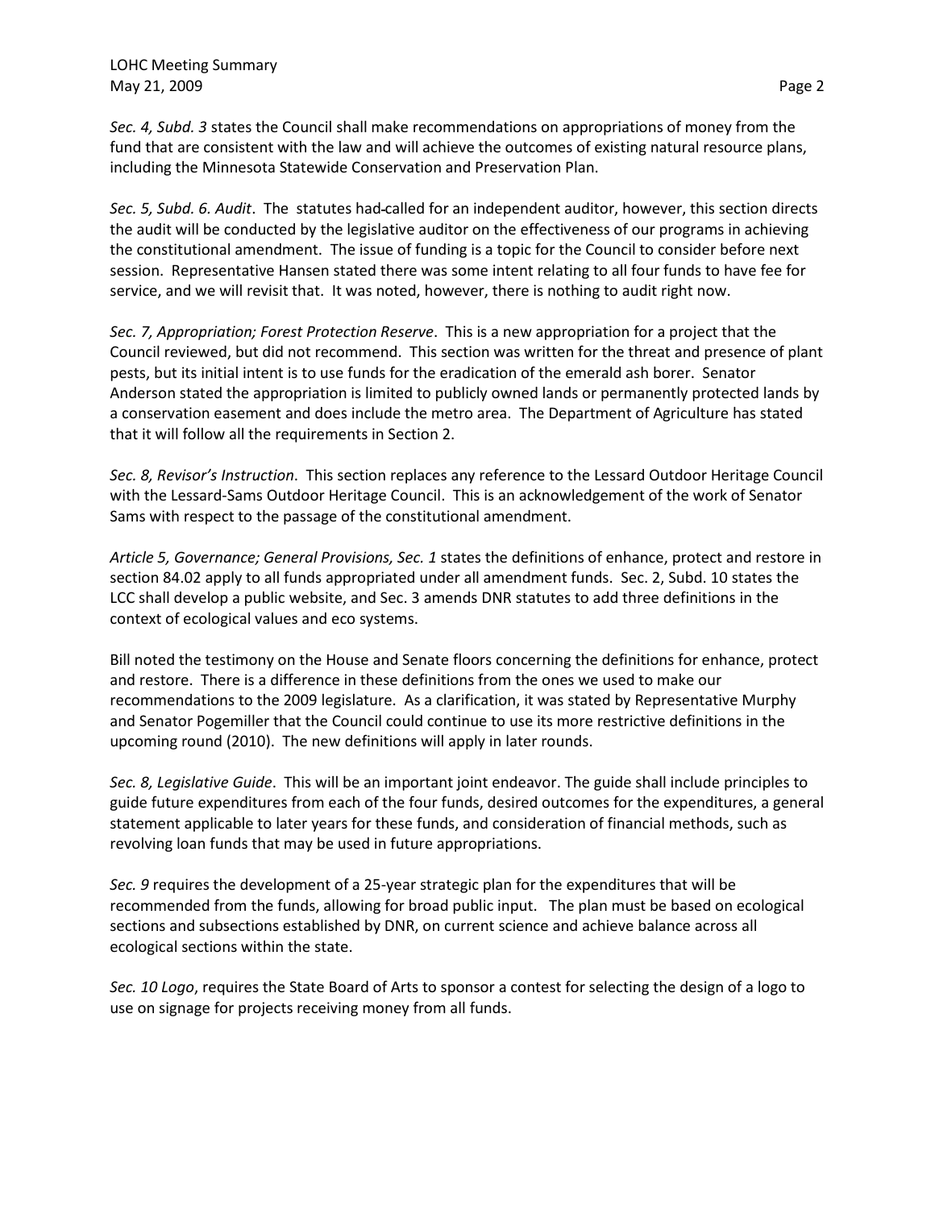*Sec. 4, Subd. 3* states the Council shall make recommendations on appropriations of money from the fund that are consistent with the law and will achieve the outcomes of existing natural resource plans, including the Minnesota Statewide Conservation and Preservation Plan.

*Sec. 5, Subd. 6. Audit*. The statutes had called for an independent auditor, however, this section directs the audit will be conducted by the legislative auditor on the effectiveness of our programs in achieving the constitutional amendment. The issue of funding is a topic for the Council to consider before next session. Representative Hansen stated there was some intent relating to all four funds to have fee for service, and we will revisit that. It was noted, however, there is nothing to audit right now.

*Sec. 7, Appropriation; Forest Protection Reserve*. This is a new appropriation for a project that the Council reviewed, but did not recommend. This section was written for the threat and presence of plant pests, but its initial intent is to use funds for the eradication of the emerald ash borer. Senator Anderson stated the appropriation is limited to publicly owned lands or permanently protected lands by a conservation easement and does include the metro area. The Department of Agriculture has stated that it will follow all the requirements in Section 2.

*Sec. 8, Revisor's Instruction*. This section replaces any reference to the Lessard Outdoor Heritage Council with the Lessard-Sams Outdoor Heritage Council. This is an acknowledgement of the work of Senator Sams with respect to the passage of the constitutional amendment.

*Article 5, Governance; General Provisions, Sec. 1* states the definitions of enhance, protect and restore in section 84.02 apply to all funds appropriated under all amendment funds. Sec. 2, Subd. 10 states the LCC shall develop a public website, and Sec. 3 amends DNR statutes to add three definitions in the context of ecological values and eco systems.

Bill noted the testimony on the House and Senate floors concerning the definitions for enhance, protect and restore. There is a difference in these definitions from the ones we used to make our recommendations to the 2009 legislature. As a clarification, it was stated by Representative Murphy and Senator Pogemiller that the Council could continue to use its more restrictive definitions in the upcoming round (2010). The new definitions will apply in later rounds.

*Sec. 8, Legislative Guide*. This will be an important joint endeavor. The guide shall include principles to guide future expenditures from each of the four funds, desired outcomes for the expenditures, a general statement applicable to later years for these funds, and consideration of financial methods, such as revolving loan funds that may be used in future appropriations.

*Sec. 9* requires the development of a 25-year strategic plan for the expenditures that will be recommended from the funds, allowing for broad public input. The plan must be based on ecological sections and subsections established by DNR, on current science and achieve balance across all ecological sections within the state.

*Sec. 10 Logo*, requires the State Board of Arts to sponsor a contest for selecting the design of a logo to use on signage for projects receiving money from all funds.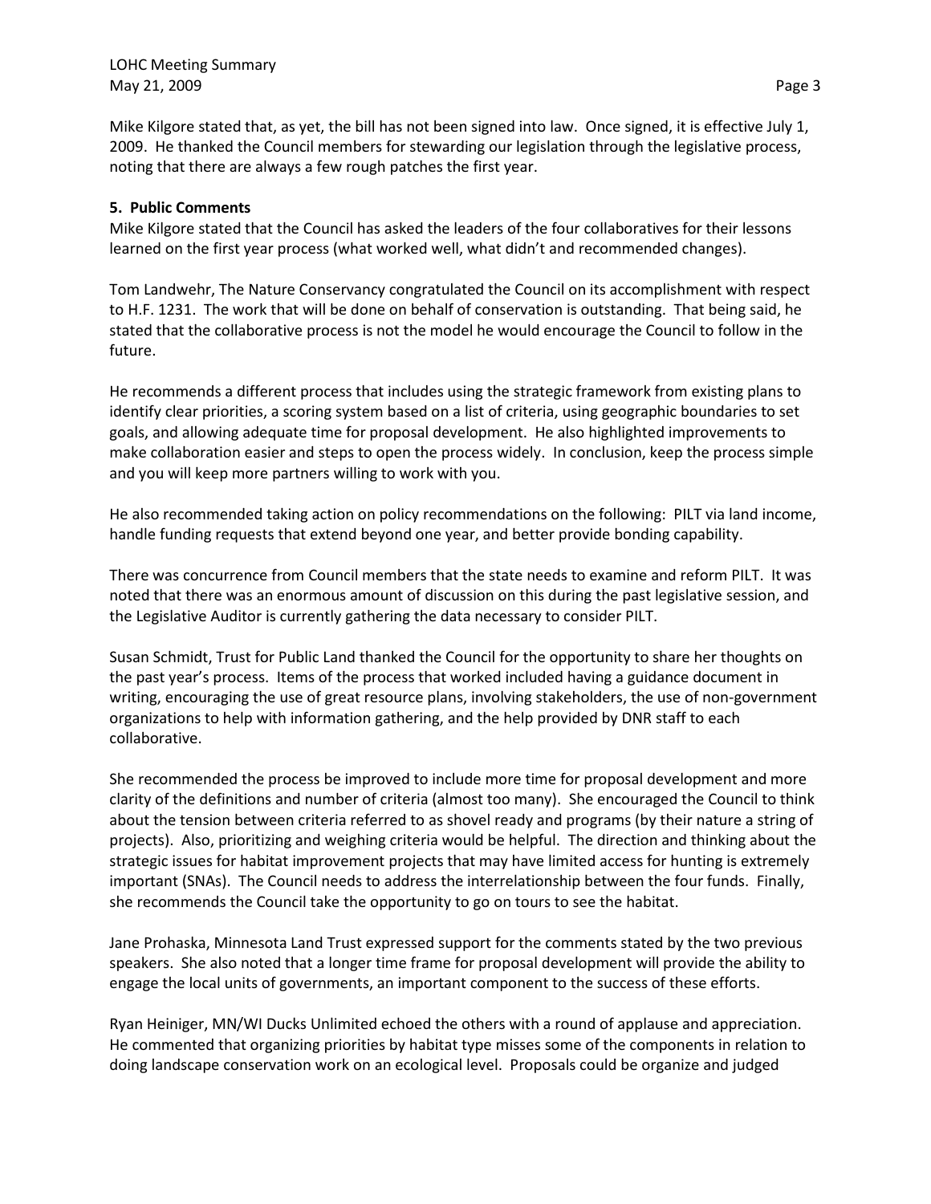Mike Kilgore stated that, as yet, the bill has not been signed into law. Once signed, it is effective July 1, 2009. He thanked the Council members for stewarding our legislation through the legislative process, noting that there are always a few rough patches the first year.

**5. Public Comments**

Mike Kilgore stated that the Council has asked the leaders of the four collaboratives for their lessons learned on the first year process (what worked well, what didn't and recommended changes).

Tom Landwehr, The Nature Conservancy congratulated the Council on its accomplishment with respect to H.F. 1231. The work that will be done on behalf of conservation is outstanding. That being said, he stated that the collaborative process is not the model he would encourage the Council to follow in the future.

He recommends a different process that includes using the strategic framework from existing plans to identify clear priorities, a scoring system based on a list of criteria, using geographic boundaries to set goals, and allowing adequate time for proposal development. He also highlighted improvements to make collaboration easier and steps to open the process widely. In conclusion, keep the process simple and you will keep more partners willing to work with you.

He also recommended taking action on policy recommendations on the following: PILT via land income, handle funding requests that extend beyond one year, and better provide bonding capability.

There was concurrence from Council members that the state needs to examine and reform PILT. It was noted that there was an enormous amount of discussion on this during the past legislative session, and the Legislative Auditor is currently gathering the data necessary to consider PILT.

Susan Schmidt, Trust for Public Land thanked the Council for the opportunity to share her thoughts on the past year's process. Items of the process that worked included having a guidance document in writing, encouraging the use of great resource plans, involving stakeholders, the use of non-government organizations to help with information gathering, and the help provided by DNR staff to each collaborative.

She recommended the process be improved to include more time for proposal development and more clarity of the definitions and number of criteria (almost too many). She encouraged the Council to think about the tension between criteria referred to as shovel ready and programs (by their nature a string of projects). Also, prioritizing and weighing criteria would be helpful. The direction and thinking about the strategic issues for habitat improvement projects that may have limited access for hunting is extremely important (SNAs). The Council needs to address the interrelationship between the four funds. Finally, she recommends the Council take the opportunity to go on tours to see the habitat.

Jane Prohaska, Minnesota Land Trust expressed support for the comments stated by the two previous speakers. She also noted that a longer time frame for proposal development will provide the ability to engage the local units of governments, an important component to the success of these efforts.

Ryan Heiniger, MN/WI Ducks Unlimited echoed the others with a round of applause and appreciation. He commented that organizing priorities by habitat type misses some of the components in relation to doing landscape conservation work on an ecological level. Proposals could be organize and judged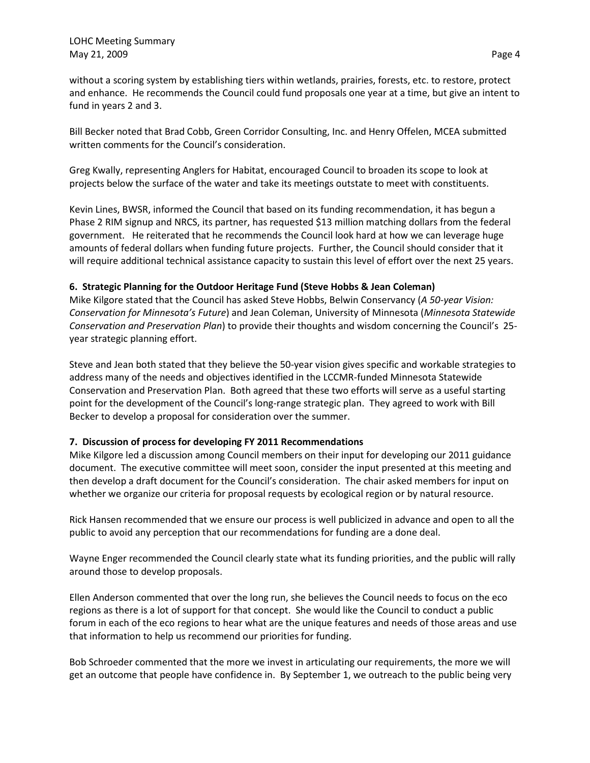without a scoring system by establishing tiers within wetlands, prairies, forests, etc. to restore, protect and enhance. He recommends the Council could fund proposals one year at a time, but give an intent to fund in years 2 and 3.

Bill Becker noted that Brad Cobb, Green Corridor Consulting, Inc. and Henry Offelen, MCEA submitted written comments for the Council's consideration.

Greg Kwally, representing Anglers for Habitat, encouraged Council to broaden its scope to look at projects below the surface of the water and take its meetings outstate to meet with constituents.

Kevin Lines, BWSR, informed the Council that based on its funding recommendation, it has begun a Phase 2 RIM signup and NRCS, its partner, has requested $13 million matching dollars from the federal government. He reiterated that he recommends the Council look hard at how we can leverage huge amounts of federal dollars when funding future projects. Further, the Council should consider that it will require additional technical assistance capacity to sustain this level of effort over the next 25 years.

**6. Strategic Planning for the Outdoor Heritage Fund (Steve Hobbs & Jean Coleman)**

Mike Kilgore stated that the Council has asked Steve Hobbs, Belwin Conservancy (*A 50-year Vision: Conservation for Minnesota's Future*) and Jean Coleman, University of Minnesota (*Minnesota Statewide Conservation and Preservation Plan*) to provide their thoughts and wisdom concerning the Council's 25-year strategic planning effort.

Steve and Jean both stated that they believe the 50-year vision gives specific and workable strategies to address many of the needs and objectives identified in the LCCMR-funded Minnesota Statewide Conservation and Preservation Plan. Both agreed that these two efforts will serve as a useful starting point for the development of the Council's long-range strategic plan. They agreed to work with Bill Becker to develop a proposal for consideration over the summer.

**7. Discussion of process for developing FY 2011 Recommendations**

Mike Kilgore led a discussion among Council members on their input for developing our 2011 guidance document. The executive committee will meet soon, consider the input presented at this meeting and then develop a draft document for the Council's consideration. The chair asked members for input on whether we organize our criteria for proposal requests by ecological region or by natural resource.

Rick Hansen recommended that we ensure our process is well publicized in advance and open to all the public to avoid any perception that our recommendations for funding are a done deal.

Wayne Enger recommended the Council clearly state what its funding priorities, and the public will rally around those to develop proposals.

Ellen Anderson commented that over the long run, she believes the Council needs to focus on the eco regions as there is a lot of support for that concept. She would like the Council to conduct a public forum in each of the eco regions to hear what are the unique features and needs of those areas and use that information to help us recommend our priorities for funding.

Bob Schroeder commented that the more we invest in articulating our requirements, the more we will get an outcome that people have confidence in. By September 1, we outreach to the public being very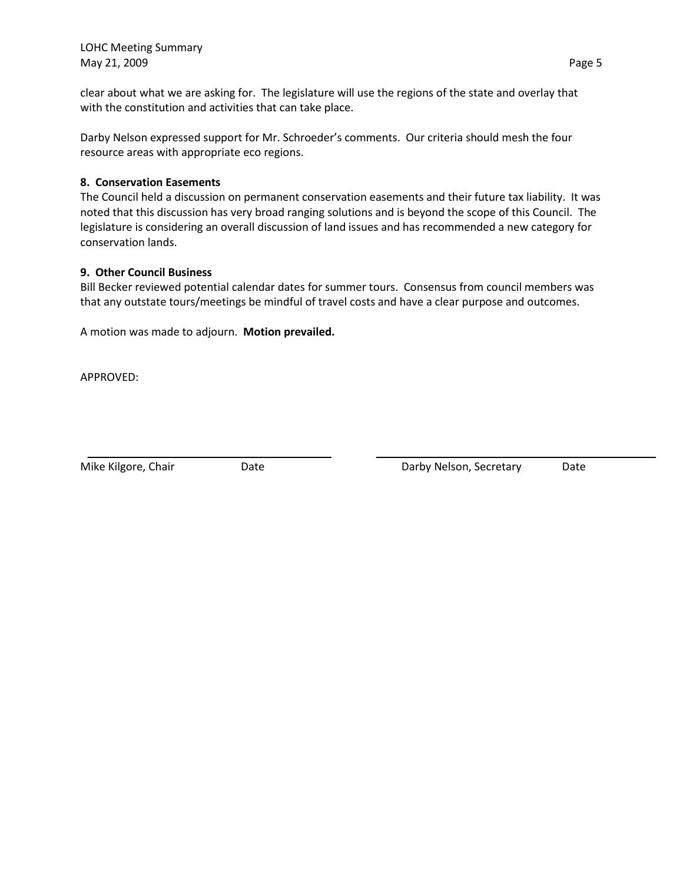clear about what we are asking for. The legislature will use the regions of the state and overlay that with the constitution and activities that can take place.

Darby Nelson expressed support for Mr. Schroeder's comments. Our criteria should mesh the four resource areas with appropriate eco regions.

**8. Conservation Easements**

The Council held a discussion on permanent conservation easements and their future tax liability. It was noted that this discussion has very broad ranging solutions and is beyond the scope of this Council. The legislature is considering an overall discussion of land issues and has recommended a new category for conservation lands.

**9. Other Council Business**

Bill Becker reviewed potential calendar dates for summer tours. Consensus from council members was that any outstate tours/meetings be mindful of travel costs and have a clear purpose and outcomes.

A motion was made to adjourn. **Motion prevailed.**

APPROVED:

\_\_\_\_\_\_\_\_\_\_\_\_\_\_\_\_\_\_\_\_\_\_\_\_\_\_\_\_\_\_\_\_\_\_\_\_
Mike Kilgore, Chair          Date

\_\_\_\_\_\_\_\_\_\_\_\_\_\_\_\_\_\_\_\_\_\_\_\_\_\_\_\_\_\_\_\_\_\_\_\_
Darby Nelson, Secretary          Date